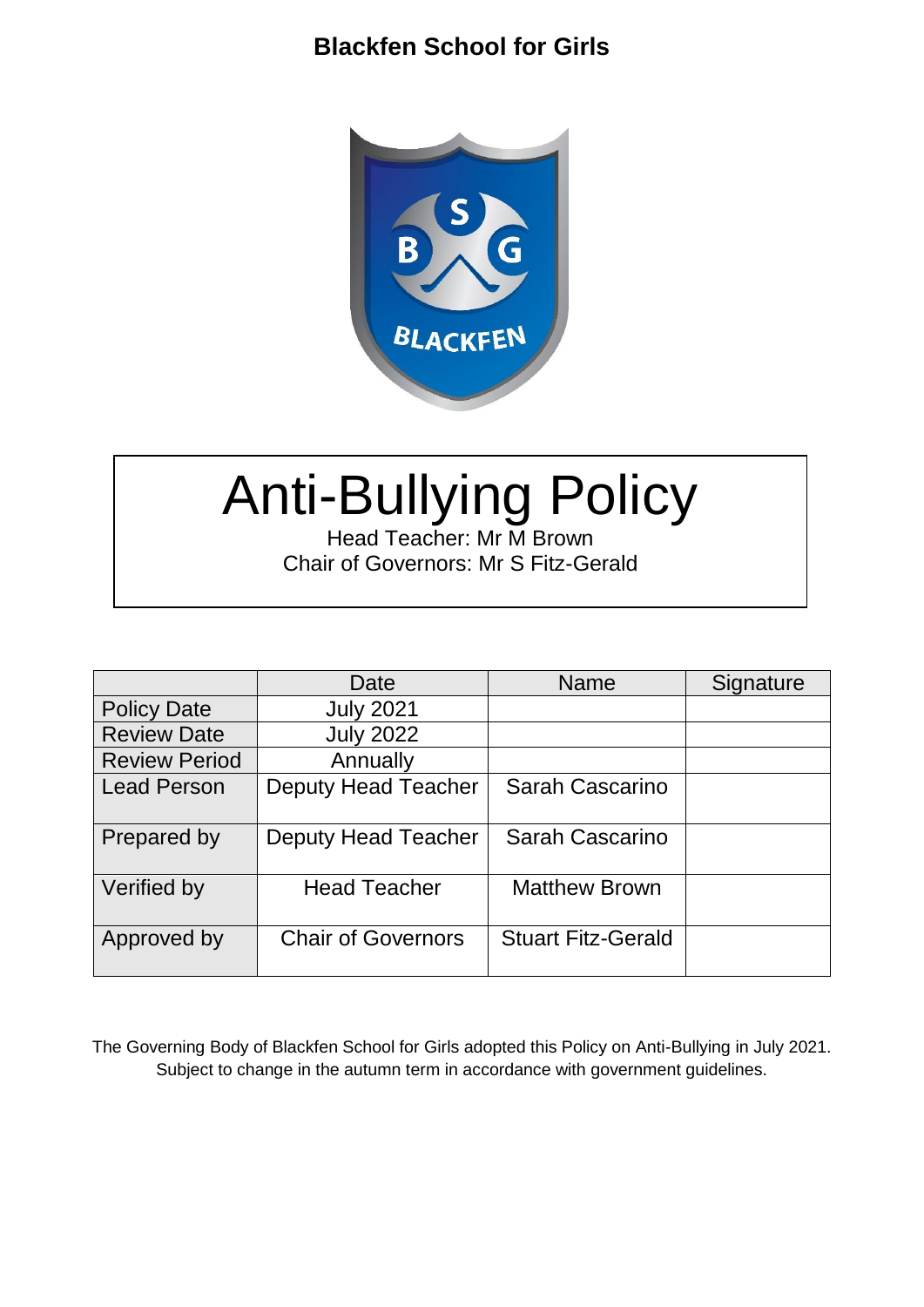**Blackfen School for Girls**

# Anti-Bullying Policy

Head Teacher: Mr M Brown
Chair of Governors: Mr S Fitz-Gerald

| | Date | Name | Signature |
|---|---|---|---|
| Policy Date | July 2021 | | |
| Review Date | July 2022 | | |
| Review Period | Annually | | |
| Lead Person | Deputy Head Teacher | Sarah Cascarino | |
| Prepared by | Deputy Head Teacher | Sarah Cascarino | |
| Verified by | Head Teacher | Matthew Brown | |
| Approved by | Chair of Governors | Stuart Fitz-Gerald | |

The Governing Body of Blackfen School for Girls adopted this Policy on Anti-Bullying in July 2021. Subject to change in the autumn term in accordance with government guidelines.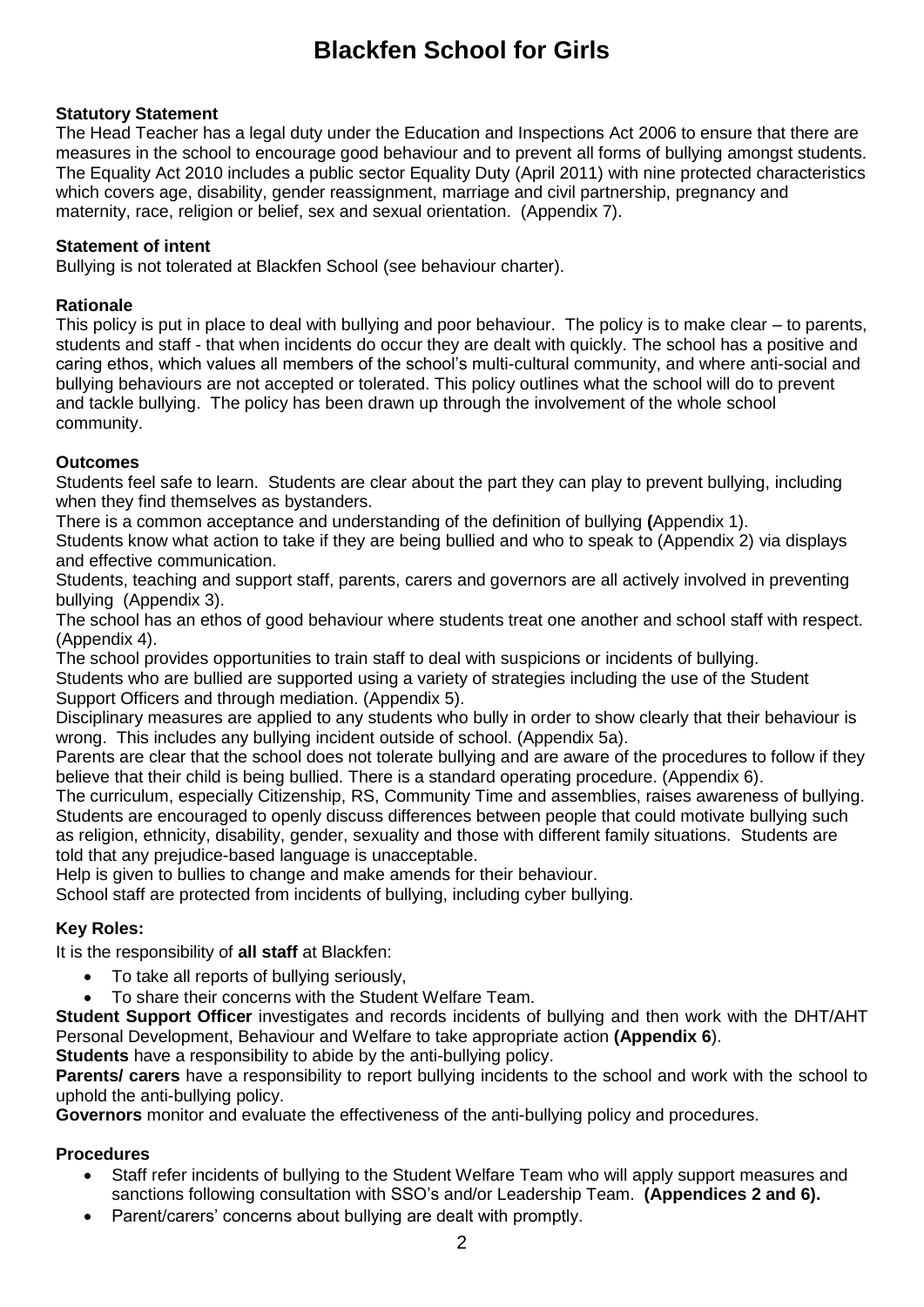# Blackfen School for Girls

**Statutory Statement**

The Head Teacher has a legal duty under the Education and Inspections Act 2006 to ensure that there are measures in the school to encourage good behaviour and to prevent all forms of bullying amongst students. The Equality Act 2010 includes a public sector Equality Duty (April 2011) with nine protected characteristics which covers age, disability, gender reassignment, marriage and civil partnership, pregnancy and maternity, race, religion or belief, sex and sexual orientation. (Appendix 7).

**Statement of intent**

Bullying is not tolerated at Blackfen School (see behaviour charter).

**Rationale**

This policy is put in place to deal with bullying and poor behaviour. The policy is to make clear – to parents, students and staff - that when incidents do occur they are dealt with quickly. The school has a positive and caring ethos, which values all members of the school's multi-cultural community, and where anti-social and bullying behaviours are not accepted or tolerated. This policy outlines what the school will do to prevent and tackle bullying. The policy has been drawn up through the involvement of the whole school community.

**Outcomes**

Students feel safe to learn. Students are clear about the part they can play to prevent bullying, including when they find themselves as bystanders.

There is a common acceptance and understanding of the definition of bullying **(**Appendix 1).

Students know what action to take if they are being bullied and who to speak to (Appendix 2) via displays and effective communication.

Students, teaching and support staff, parents, carers and governors are all actively involved in preventing bullying (Appendix 3).

The school has an ethos of good behaviour where students treat one another and school staff with respect. (Appendix 4).

The school provides opportunities to train staff to deal with suspicions or incidents of bullying.

Students who are bullied are supported using a variety of strategies including the use of the Student Support Officers and through mediation. (Appendix 5).

Disciplinary measures are applied to any students who bully in order to show clearly that their behaviour is wrong. This includes any bullying incident outside of school. (Appendix 5a).

Parents are clear that the school does not tolerate bullying and are aware of the procedures to follow if they believe that their child is being bullied. There is a standard operating procedure. (Appendix 6).

The curriculum, especially Citizenship, RS, Community Time and assemblies, raises awareness of bullying. Students are encouraged to openly discuss differences between people that could motivate bullying such as religion, ethnicity, disability, gender, sexuality and those with different family situations. Students are told that any prejudice-based language is unacceptable.

Help is given to bullies to change and make amends for their behaviour.

School staff are protected from incidents of bullying, including cyber bullying.

**Key Roles:**

It is the responsibility of **all staff** at Blackfen:

- To take all reports of bullying seriously,
- To share their concerns with the Student Welfare Team.

**Student Support Officer** investigates and records incidents of bullying and then work with the DHT/AHT Personal Development, Behaviour and Welfare to take appropriate action **(Appendix 6**).

**Students** have a responsibility to abide by the anti-bullying policy.

**Parents/ carers** have a responsibility to report bullying incidents to the school and work with the school to uphold the anti-bullying policy.

**Governors** monitor and evaluate the effectiveness of the anti-bullying policy and procedures.

**Procedures**

- Staff refer incidents of bullying to the Student Welfare Team who will apply support measures and sanctions following consultation with SSO's and/or Leadership Team. **(Appendices 2 and 6).**
- Parent/carers' concerns about bullying are dealt with promptly.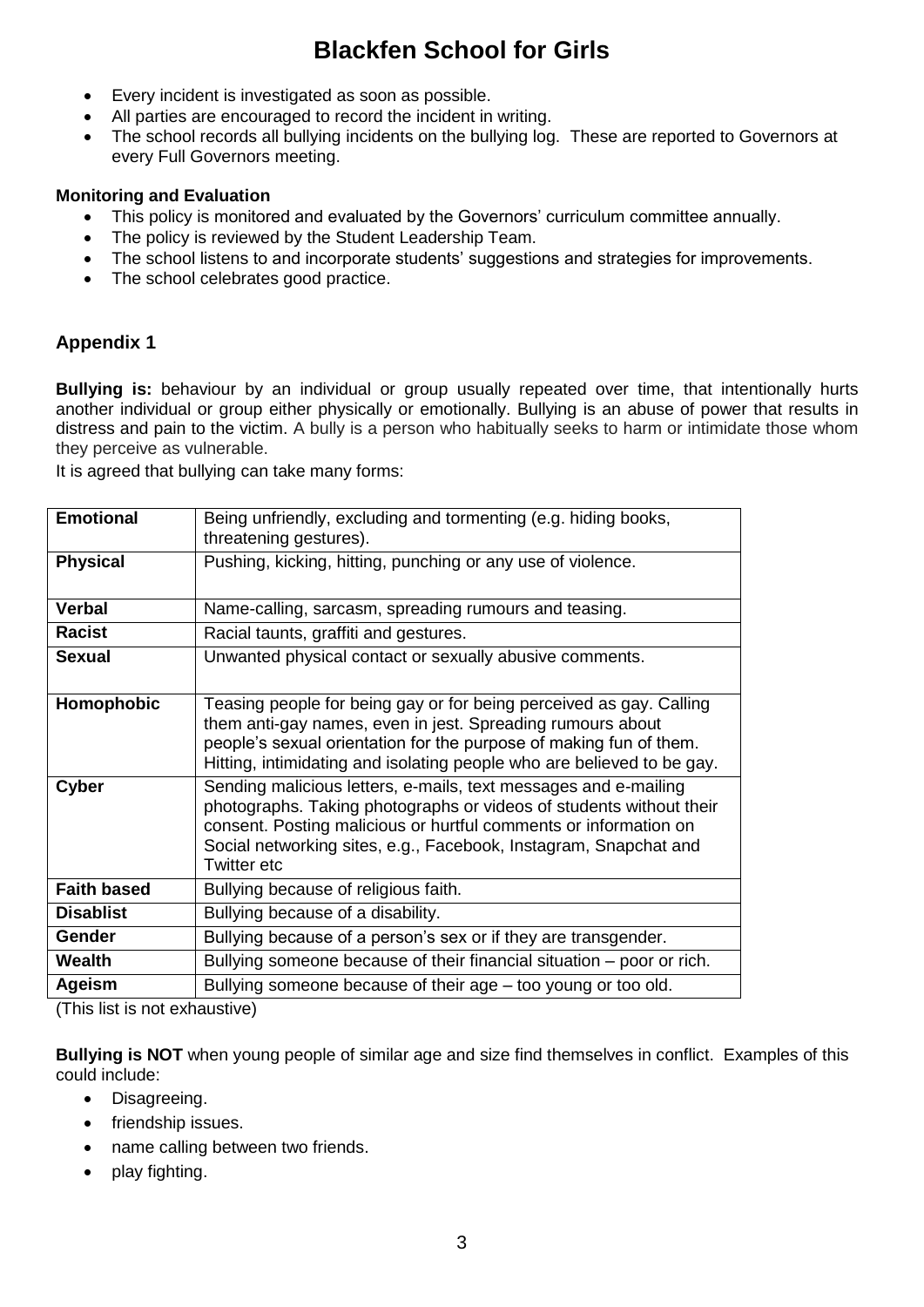- Every incident is investigated as soon as possible.
- All parties are encouraged to record the incident in writing.
- The school records all bullying incidents on the bullying log. These are reported to Governors at every Full Governors meeting.

**Monitoring and Evaluation**

- This policy is monitored and evaluated by the Governors' curriculum committee annually.
- The policy is reviewed by the Student Leadership Team.
- The school listens to and incorporate students' suggestions and strategies for improvements.
- The school celebrates good practice.

## Appendix 1

**Bullying is:** behaviour by an individual or group usually repeated over time, that intentionally hurts another individual or group either physically or emotionally. Bullying is an abuse of power that results in distress and pain to the victim. A bully is a person who habitually seeks to harm or intimidate those whom they perceive as vulnerable.

It is agreed that bullying can take many forms:

| | |
|---|---|
| **Emotional** | Being unfriendly, excluding and tormenting (e.g. hiding books, threatening gestures). |
| **Physical** | Pushing, kicking, hitting, punching or any use of violence. |
| **Verbal** | Name-calling, sarcasm, spreading rumours and teasing. |
| **Racist** | Racial taunts, graffiti and gestures. |
| **Sexual** | Unwanted physical contact or sexually abusive comments. |
| **Homophobic** | Teasing people for being gay or for being perceived as gay. Calling them anti-gay names, even in jest. Spreading rumours about people's sexual orientation for the purpose of making fun of them. Hitting, intimidating and isolating people who are believed to be gay. |
| **Cyber** | Sending malicious letters, e-mails, text messages and e-mailing photographs. Taking photographs or videos of students without their consent. Posting malicious or hurtful comments or information on Social networking sites, e.g., Facebook, Instagram, Snapchat and Twitter etc |
| **Faith based** | Bullying because of religious faith. |
| **Disablist** | Bullying because of a disability. |
| **Gender** | Bullying because of a person's sex or if they are transgender. |
| **Wealth** | Bullying someone because of their financial situation – poor or rich. |
| **Ageism** | Bullying someone because of their age – too young or too old. |

(This list is not exhaustive)

**Bullying is NOT** when young people of similar age and size find themselves in conflict. Examples of this could include:

- Disagreeing.
- friendship issues.
- name calling between two friends.
- play fighting.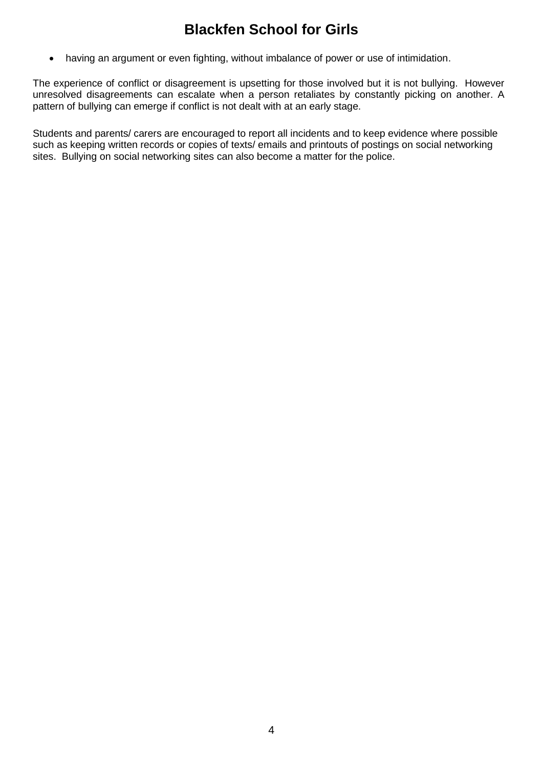- having an argument or even fighting, without imbalance of power or use of intimidation.

The experience of conflict or disagreement is upsetting for those involved but it is not bullying. However unresolved disagreements can escalate when a person retaliates by constantly picking on another. A pattern of bullying can emerge if conflict is not dealt with at an early stage.

Students and parents/ carers are encouraged to report all incidents and to keep evidence where possible such as keeping written records or copies of texts/ emails and printouts of postings on social networking sites. Bullying on social networking sites can also become a matter for the police.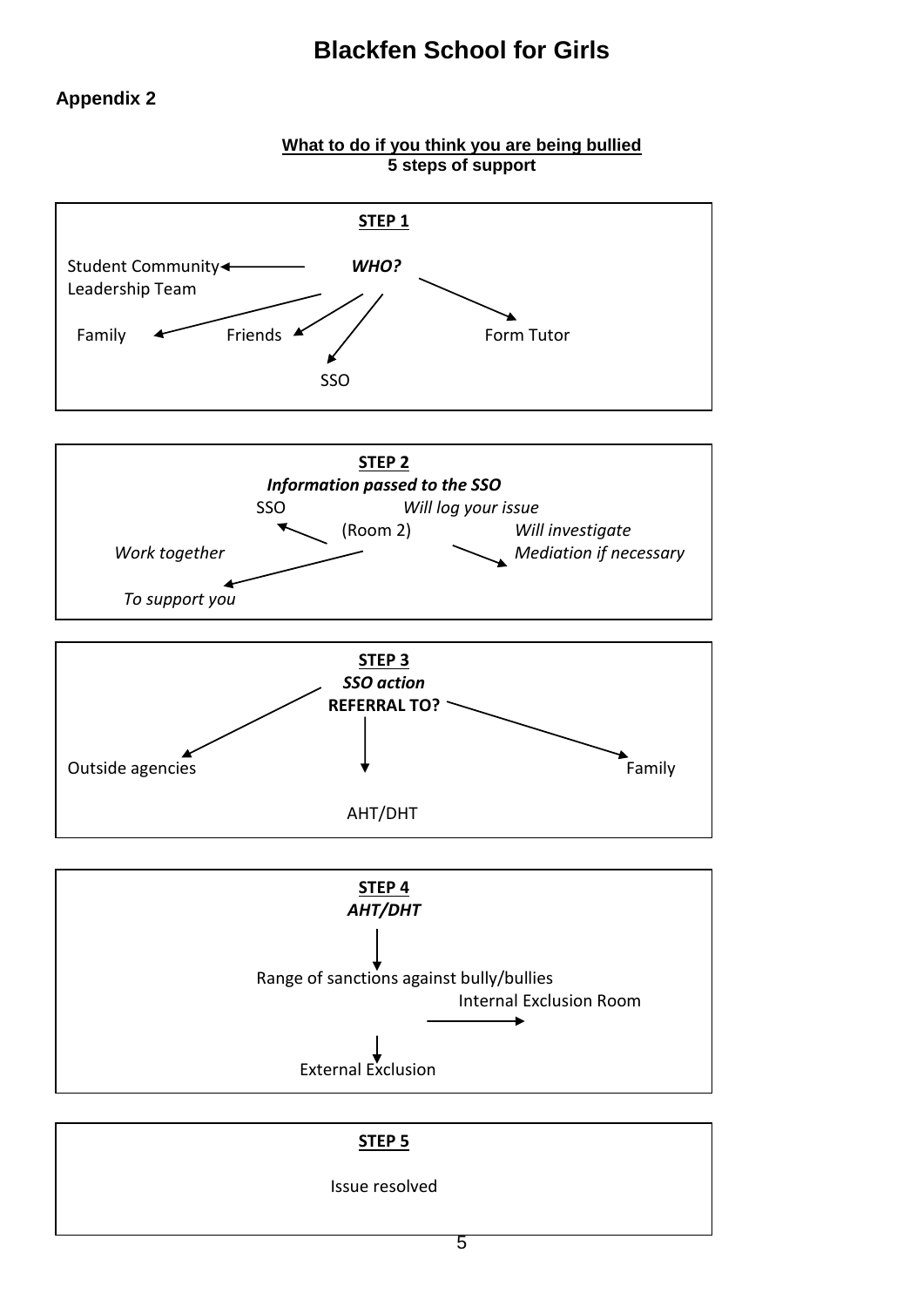# Blackfen School for Girls

## Appendix 2

**What to do if you think you are being bullied**
**5 steps of support**

### STEP 1

***WHO?***

- Student Community Leadership Team
- Family
- Friends
- SSO
- Form Tutor

### STEP 2

***Information passed to the SSO***

SSO (Room 2)

- *Will log your issue*
- *Will investigate*
- *Mediation if necessary*
- *Work together To support you*

### STEP 3

***SSO action***

**REFERRAL TO?**

- Outside agencies
- AHT/DHT
- Family

### STEP 4

***AHT/DHT***

Range of sanctions against bully/bullies

- Internal Exclusion Room
- External Exclusion

### STEP 5

Issue resolved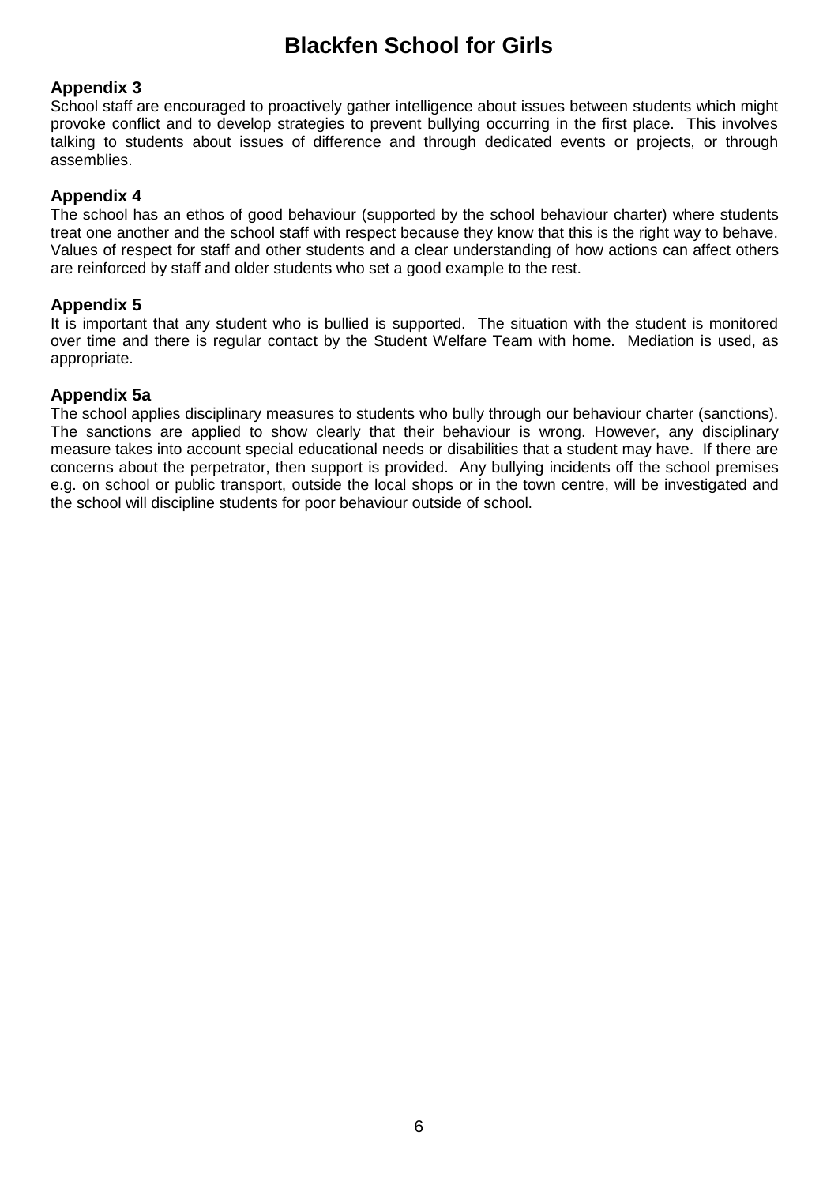# Blackfen School for Girls

## Appendix 3

School staff are encouraged to proactively gather intelligence about issues between students which might provoke conflict and to develop strategies to prevent bullying occurring in the first place. This involves talking to students about issues of difference and through dedicated events or projects, or through assemblies.

## Appendix 4

The school has an ethos of good behaviour (supported by the school behaviour charter) where students treat one another and the school staff with respect because they know that this is the right way to behave. Values of respect for staff and other students and a clear understanding of how actions can affect others are reinforced by staff and older students who set a good example to the rest.

## Appendix 5

It is important that any student who is bullied is supported. The situation with the student is monitored over time and there is regular contact by the Student Welfare Team with home. Mediation is used, as appropriate.

## Appendix 5a

The school applies disciplinary measures to students who bully through our behaviour charter (sanctions). The sanctions are applied to show clearly that their behaviour is wrong. However, any disciplinary measure takes into account special educational needs or disabilities that a student may have. If there are concerns about the perpetrator, then support is provided. Any bullying incidents off the school premises e.g. on school or public transport, outside the local shops or in the town centre, will be investigated and the school will discipline students for poor behaviour outside of school.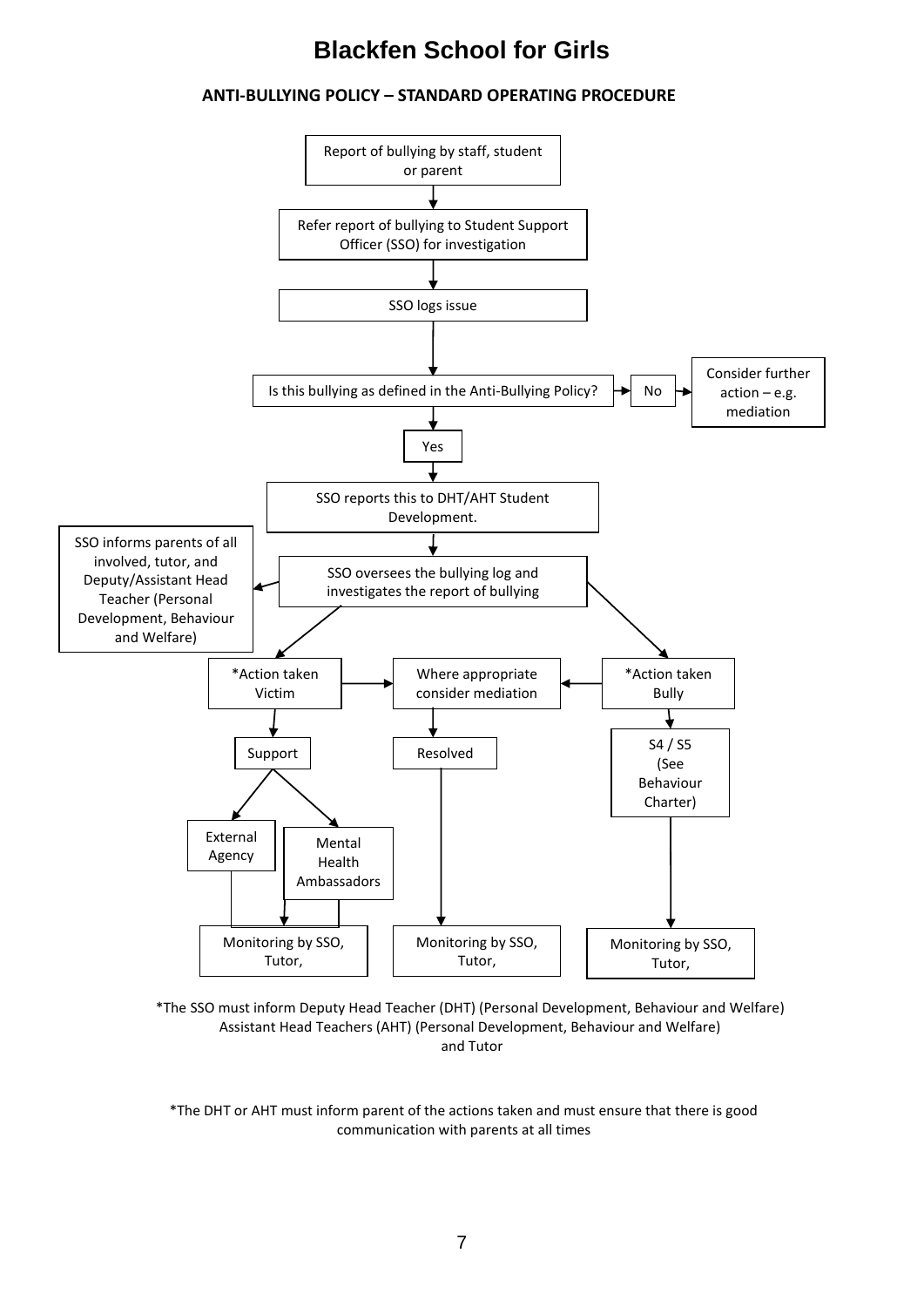# Blackfen School for Girls

## ANTI-BULLYING POLICY – STANDARD OPERATING PROCEDURE

Report of bullying by staff, student or parent

↓

Refer report of bullying to Student Support Officer (SSO) for investigation

↓

SSO logs issue

↓

Is this bullying as defined in the Anti-Bullying Policy? → No → Consider further action – e.g. mediation

↓

Yes

↓

SSO reports this to DHT/AHT Student Development.

↓

SSO oversees the bullying log and investigates the report of bullying → SSO informs parents of all involved, tutor, and Deputy/Assistant Head Teacher (Personal Development, Behaviour and Welfare)

- *Action taken Victim → Where appropriate consider mediation
  - Support
    - External Agency → Monitoring by SSO, Tutor,
    - Mental Health Ambassadors → Monitoring by SSO, Tutor,
- Where appropriate consider mediation
  - Resolved → Monitoring by SSO, Tutor,
- *Action taken Bully → Where appropriate consider mediation
  - S4 / S5 (See Behaviour Charter) → Monitoring by SSO, Tutor,

*The SSO must inform Deputy Head Teacher (DHT) (Personal Development, Behaviour and Welfare) Assistant Head Teachers (AHT) (Personal Development, Behaviour and Welfare) and Tutor

*The DHT or AHT must inform parent of the actions taken and must ensure that there is good communication with parents at all times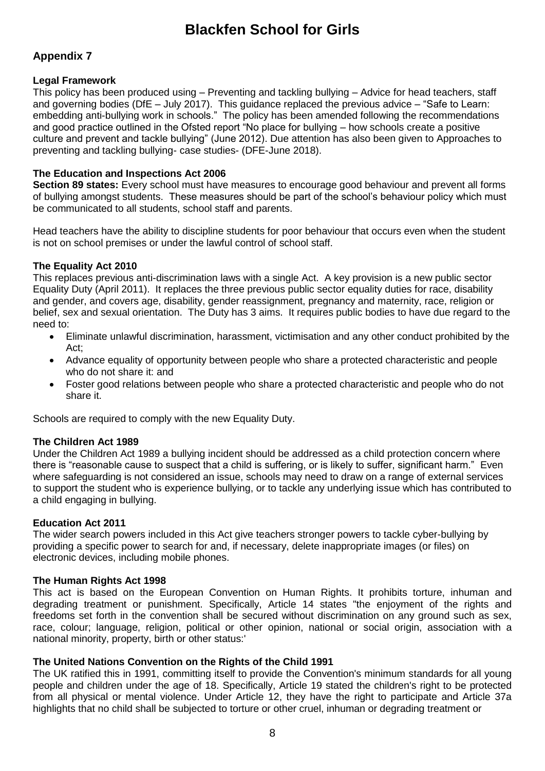# Blackfen School for Girls

## Appendix 7

**Legal Framework**
This policy has been produced using – Preventing and tackling bullying – Advice for head teachers, staff and governing bodies (DfE – July 2017). This guidance replaced the previous advice – "Safe to Learn: embedding anti-bullying work in schools." The policy has been amended following the recommendations and good practice outlined in the Ofsted report "No place for bullying – how schools create a positive culture and prevent and tackle bullying" (June 2012). Due attention has also been given to Approaches to preventing and tackling bullying- case studies- (DFE-June 2018).

**The Education and Inspections Act 2006**
**Section 89 states:** Every school must have measures to encourage good behaviour and prevent all forms of bullying amongst students. These measures should be part of the school's behaviour policy which must be communicated to all students, school staff and parents.

Head teachers have the ability to discipline students for poor behaviour that occurs even when the student is not on school premises or under the lawful control of school staff.

**The Equality Act 2010**
This replaces previous anti-discrimination laws with a single Act. A key provision is a new public sector Equality Duty (April 2011). It replaces the three previous public sector equality duties for race, disability and gender, and covers age, disability, gender reassignment, pregnancy and maternity, race, religion or belief, sex and sexual orientation. The Duty has 3 aims. It requires public bodies to have due regard to the need to:

- Eliminate unlawful discrimination, harassment, victimisation and any other conduct prohibited by the Act;
- Advance equality of opportunity between people who share a protected characteristic and people who do not share it: and
- Foster good relations between people who share a protected characteristic and people who do not share it.

Schools are required to comply with the new Equality Duty.

**The Children Act 1989**
Under the Children Act 1989 a bullying incident should be addressed as a child protection concern where there is "reasonable cause to suspect that a child is suffering, or is likely to suffer, significant harm." Even where safeguarding is not considered an issue, schools may need to draw on a range of external services to support the student who is experience bullying, or to tackle any underlying issue which has contributed to a child engaging in bullying.

**Education Act 2011**
The wider search powers included in this Act give teachers stronger powers to tackle cyber-bullying by providing a specific power to search for and, if necessary, delete inappropriate images (or files) on electronic devices, including mobile phones.

**The Human Rights Act 1998**
This act is based on the European Convention on Human Rights. It prohibits torture, inhuman and degrading treatment or punishment. Specifically, Article 14 states "the enjoyment of the rights and freedoms set forth in the convention shall be secured without discrimination on any ground such as sex, race, colour; language, religion, political or other opinion, national or social origin, association with a national minority, property, birth or other status:'

**The United Nations Convention on the Rights of the Child 1991**
The UK ratified this in 1991, committing itself to provide the Convention's minimum standards for all young people and children under the age of 18. Specifically, Article 19 stated the children's right to be protected from all physical or mental violence. Under Article 12, they have the right to participate and Article 37a highlights that no child shall be subjected to torture or other cruel, inhuman or degrading treatment or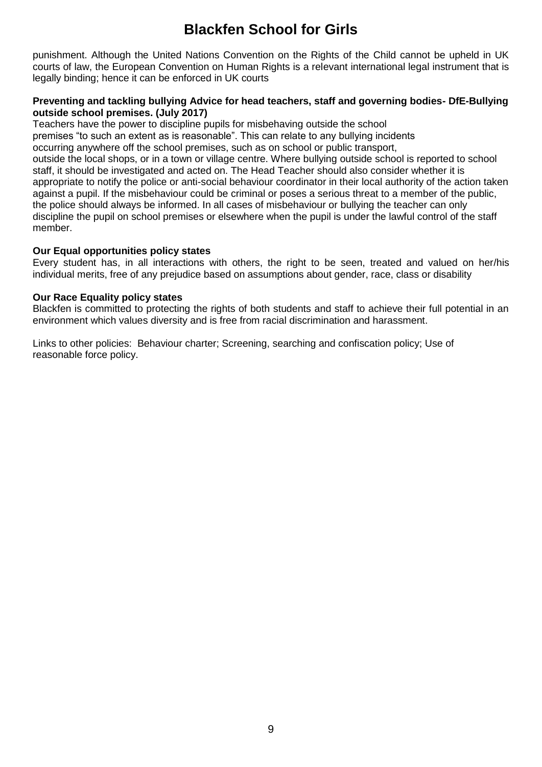punishment. Although the United Nations Convention on the Rights of the Child cannot be upheld in UK courts of law, the European Convention on Human Rights is a relevant international legal instrument that is legally binding; hence it can be enforced in UK courts

**Preventing and tackling bullying Advice for head teachers, staff and governing bodies- DfE-Bullying outside school premises. (July 2017)**

Teachers have the power to discipline pupils for misbehaving outside the school premises "to such an extent as is reasonable". This can relate to any bullying incidents occurring anywhere off the school premises, such as on school or public transport, outside the local shops, or in a town or village centre. Where bullying outside school is reported to school staff, it should be investigated and acted on. The Head Teacher should also consider whether it is appropriate to notify the police or anti-social behaviour coordinator in their local authority of the action taken against a pupil. If the misbehaviour could be criminal or poses a serious threat to a member of the public, the police should always be informed. In all cases of misbehaviour or bullying the teacher can only discipline the pupil on school premises or elsewhere when the pupil is under the lawful control of the staff member.

**Our Equal opportunities policy states**

Every student has, in all interactions with others, the right to be seen, treated and valued on her/his individual merits, free of any prejudice based on assumptions about gender, race, class or disability

**Our Race Equality policy states**

Blackfen is committed to protecting the rights of both students and staff to achieve their full potential in an environment which values diversity and is free from racial discrimination and harassment.

Links to other policies: Behaviour charter; Screening, searching and confiscation policy; Use of reasonable force policy.